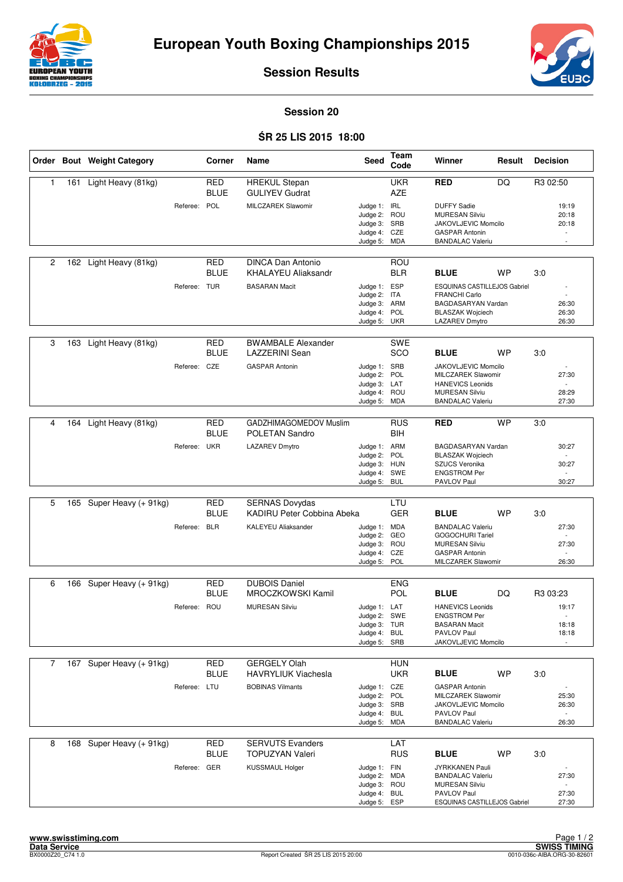# European Youth Boxing Championships 2015

## Session Results

### Session 20

### ŚR 25 LIS 2015 18:00

| Order | Bout | Weight Category | Corner | Name | Seed | Team Code | Winner | Result | Decision |
|---|---|---|---|---|---|---|---|---|---|
| 1 | 161 | Light Heavy (81kg) | RED | HREKUL Stepan | | UKR | RED | DQ | R3 02:50 |
| | | | BLUE | GULIYEV Gudrat | | AZE | | | |
| | | Referee: | POL | MILCZAREK Slawomir | Judge 1: | IRL | DUFFY Sadie | | 19:19 |
| | | | | | Judge 2: | ROU | MURESAN Silviu | | 20:18 |
| | | | | | Judge 3: | SRB | JAKOVLJEVIC Momcilo | | 20:18 |
| | | | | | Judge 4: | CZE | GASPAR Antonin | | - |
| | | | | | Judge 5: | MDA | BANDALAC Valeriu | | - |
| 2 | 162 | Light Heavy (81kg) | RED | DINCA Dan Antonio | | ROU | | | |
| | | | BLUE | KHALAYEU Aliaksandr | | BLR | BLUE | WP | 3:0 |
| | | Referee: | TUR | BASARAN Macit | Judge 1: | ESP | ESQUINAS CASTILLEJOS Gabriel | | - |
| | | | | | Judge 2: | ITA | FRANCHI Carlo | | - |
| | | | | | Judge 3: | ARM | BAGDASARYAN Vardan | | 26:30 |
| | | | | | Judge 4: | POL | BLASZAK Wojciech | | 26:30 |
| | | | | | Judge 5: | UKR | LAZAREV Dmytro | | 26:30 |
| 3 | 163 | Light Heavy (81kg) | RED | BWAMBALE Alexander | | SWE | | | |
| | | | BLUE | LAZZERINI Sean | | SCO | BLUE | WP | 3:0 |
| | | Referee: | CZE | GASPAR Antonin | Judge 1: | SRB | JAKOVLJEVIC Momcilo | | - |
| | | | | | Judge 2: | POL | MILCZAREK Slawomir | | 27:30 |
| | | | | | Judge 3: | LAT | HANEVICS Leonids | | - |
| | | | | | Judge 4: | ROU | MURESAN Silviu | | 28:29 |
| | | | | | Judge 5: | MDA | BANDALAC Valeriu | | 27:30 |
| 4 | 164 | Light Heavy (81kg) | RED | GADZHIMAGOMEDOV Muslim | | RUS | RED | WP | 3:0 |
| | | | BLUE | POLETAN Sandro | | BIH | | | |
| | | Referee: | UKR | LAZAREV Dmytro | Judge 1: | ARM | BAGDASARYAN Vardan | | 30:27 |
| | | | | | Judge 2: | POL | BLASZAK Wojciech | | - |
| | | | | | Judge 3: | HUN | SZUCS Veronika | | 30:27 |
| | | | | | Judge 4: | SWE | ENGSTROM Per | | - |
| | | | | | Judge 5: | BUL | PAVLOV Paul | | 30:27 |
| 5 | 165 | Super Heavy (+ 91kg) | RED | SERNAS Dovydas | | LTU | | | |
| | | | BLUE | KADIRU Peter Cobbina Abeka | | GER | BLUE | WP | 3:0 |
| | | Referee: | BLR | KALEYEU Aliaksander | Judge 1: | MDA | BANDALAC Valeriu | | 27:30 |
| | | | | | Judge 2: | GEO | GOGOCHURI Tariel | | - |
| | | | | | Judge 3: | ROU | MURESAN Silviu | | 27:30 |
| | | | | | Judge 4: | CZE | GASPAR Antonin | | - |
| | | | | | Judge 5: | POL | MILCZAREK Slawomir | | 26:30 |
| 6 | 166 | Super Heavy (+ 91kg) | RED | DUBOIS Daniel | | ENG | | | |
| | | | BLUE | MROCZKOWSKI Kamil | | POL | BLUE | DQ | R3 03:23 |
| | | Referee: | ROU | MURESAN Silviu | Judge 1: | LAT | HANEVICS Leonids | | 19:17 |
| | | | | | Judge 2: | SWE | ENGSTROM Per | | - |
| | | | | | Judge 3: | TUR | BASARAN Macit | | 18:18 |
| | | | | | Judge 4: | BUL | PAVLOV Paul | | 18:18 |
| | | | | | Judge 5: | SRB | JAKOVLJEVIC Momcilo | | - |
| 7 | 167 | Super Heavy (+ 91kg) | RED | GERGELY Olah | | HUN | | | |
| | | | BLUE | HAVRYLIUK Viachesla | | UKR | BLUE | WP | 3:0 |
| | | Referee: | LTU | BOBINAS Vilmants | Judge 1: | CZE | GASPAR Antonin | | - |
| | | | | | Judge 2: | POL | MILCZAREK Slawomir | | 25:30 |
| | | | | | Judge 3: | SRB | JAKOVLJEVIC Momcilo | | 26:30 |
| | | | | | Judge 4: | BUL | PAVLOV Paul | | - |
| | | | | | Judge 5: | MDA | BANDALAC Valeriu | | 26:30 |
| 8 | 168 | Super Heavy (+ 91kg) | RED | SERVUTS Evanders | | LAT | | | |
| | | | BLUE | TOPUZYAN Valeri | | RUS | BLUE | WP | 3:0 |
| | | Referee: | GER | KUSSMAUL Holger | Judge 1: | FIN | JYRKKANEN Pauli | | - |
| | | | | | Judge 2: | MDA | BANDALAC Valeriu | | 27:30 |
| | | | | | Judge 3: | ROU | MURESAN Silviu | | - |
| | | | | | Judge 4: | BUL | PAVLOV Paul | | 27:30 |
| | | | | | Judge 5: | ESP | ESQUINAS CASTILLEJOS Gabriel | | 27:30 |

www.swisstiming.com
Data Service
BX0000Z20_C74 1.0

Report Created ŚR 25 LIS 2015 20:00

SWISS TIMING
0010-036c-AIBA.ORG-30-82601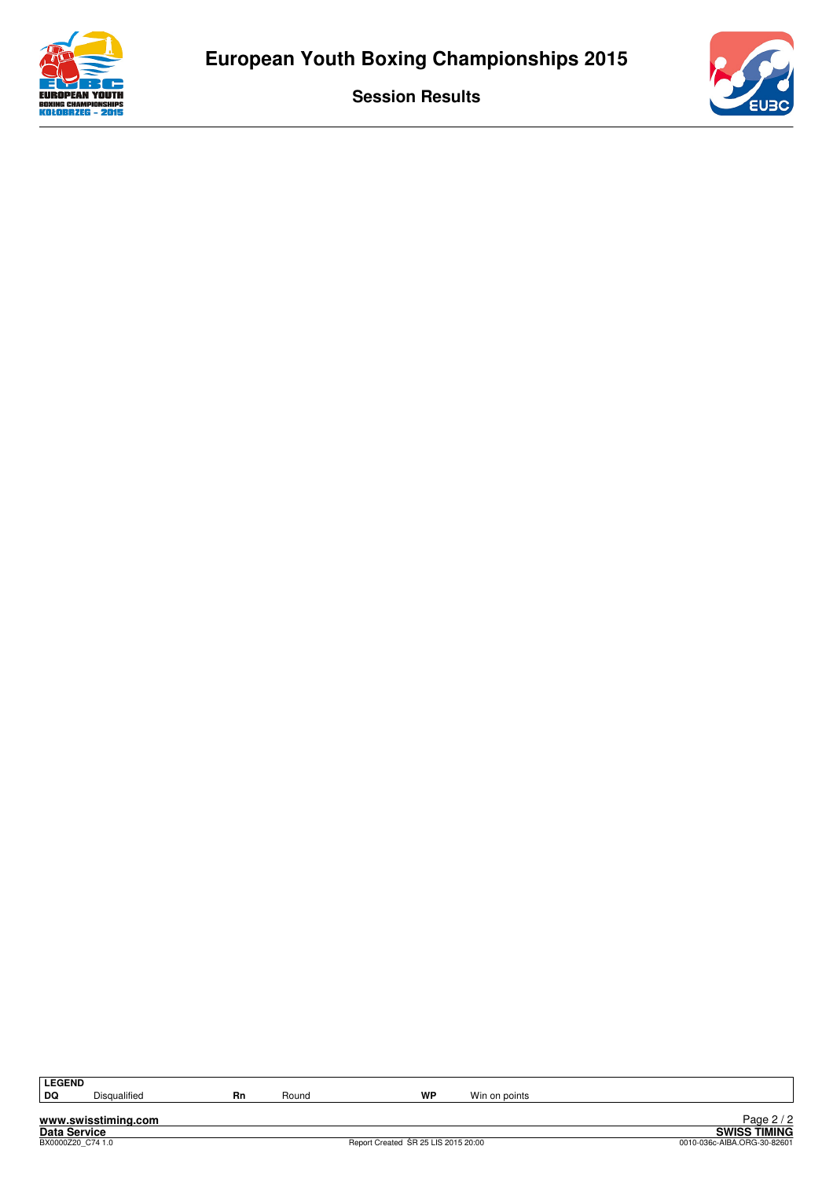# European Youth Boxing Championships 2015

## Session Results

| LEGEND | | | | | |
|---|---|---|---|---|---|
| DQ | Disqualified | Rn | Round | WP | Win on points |

www.swisstiming.com

Data Service

SWISS TIMING

BX0000Z20_C74 1.0

Report Created ŚR 25 LIS 2015 20:00

0010-036c-AIBA.ORG-30-82601